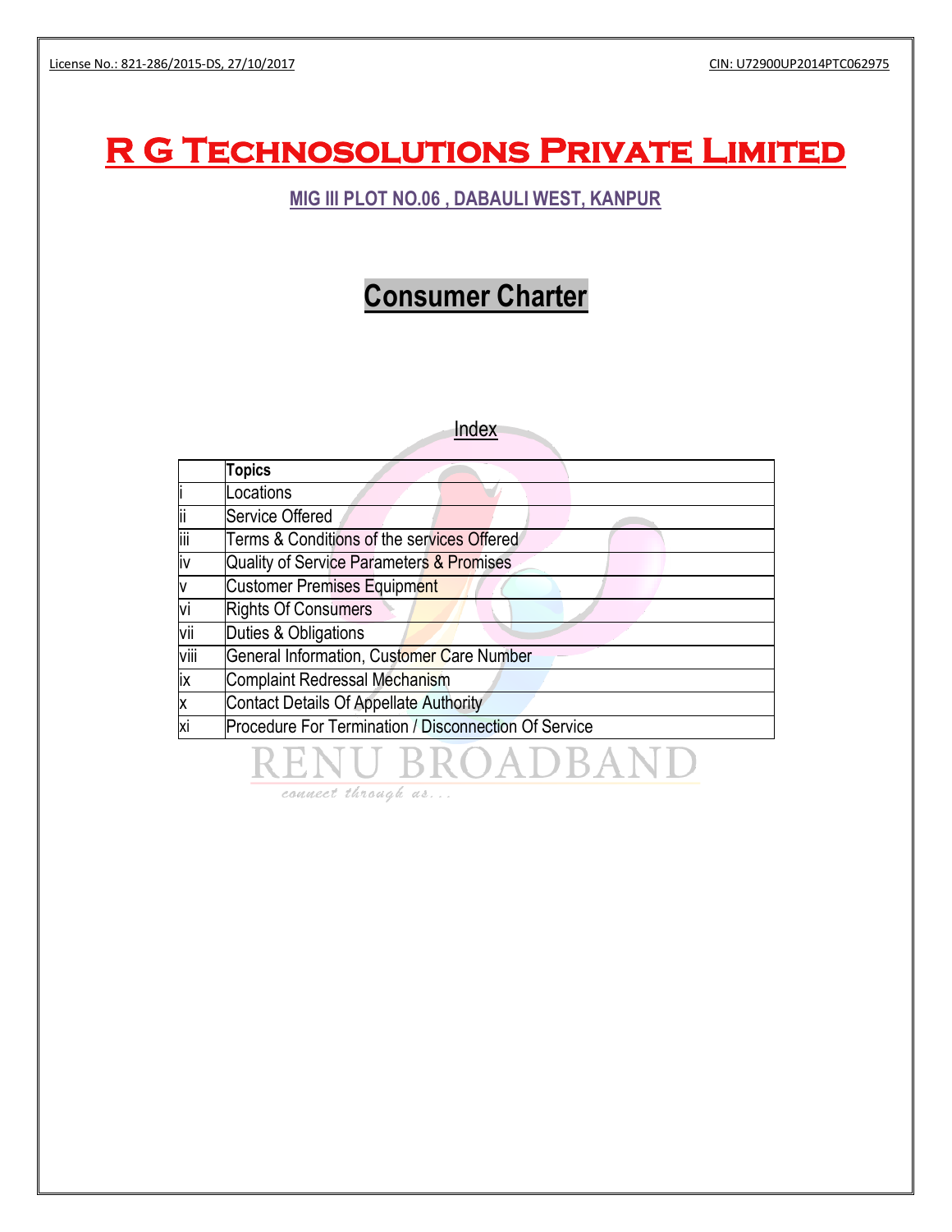License No.: 821-286/2015-DS, 27/10/2017 | CIN: U72900UP2014PTC062975

# R G Technosolutions Private Limited

**MIG III PLOT NO.06 , DABAULI WEST, KANPUR**

## Consumer Charter

Index

| | Topics |
|---|---|
| i | Locations |
| ii | Service Offered |
| iii | Terms & Conditions of the services Offered |
| iv | Quality of Service Parameters & Promises |
| v | Customer Premises Equipment |
| vi | Rights Of Consumers |
| vii | Duties & Obligations |
| viii | General Information, Customer Care Number |
| ix | Complaint Redressal Mechanism |
| x | Contact Details Of Appellate Authority |
| xi | Procedure For Termination / Disconnection Of Service |

RENU BROADBAND

*connect through us...*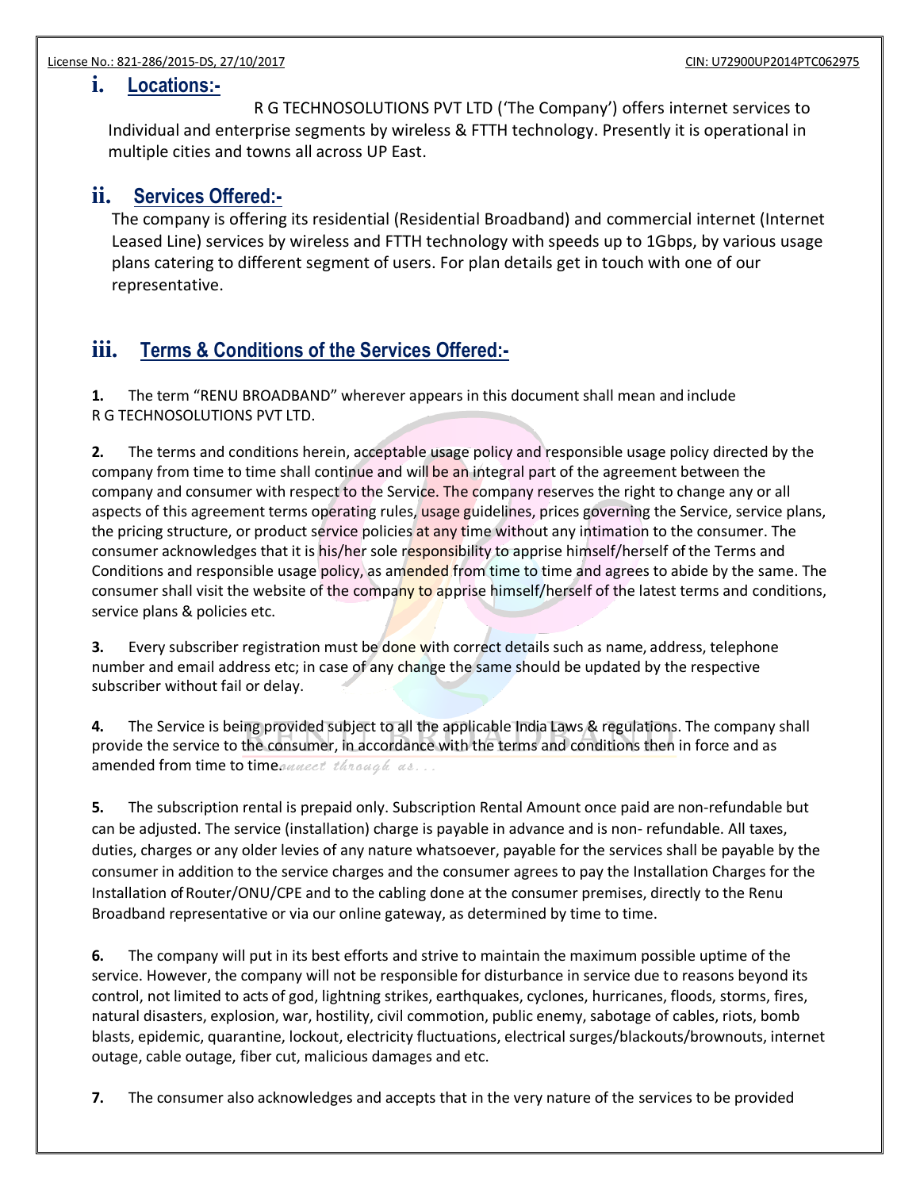## i. Locations:-

R G TECHNOSOLUTIONS PVT LTD ('The Company') offers internet services to Individual and enterprise segments by wireless & FTTH technology. Presently it is operational in multiple cities and towns all across UP East.

## ii. Services Offered:-

The company is offering its residential (Residential Broadband) and commercial internet (Internet Leased Line) services by wireless and FTTH technology with speeds up to 1Gbps, by various usage plans catering to different segment of users. For plan details get in touch with one of our representative.

## iii. Terms & Conditions of the Services Offered:-

**1.** The term "RENU BROADBAND" wherever appears in this document shall mean and include R G TECHNOSOLUTIONS PVT LTD.

**2.** The terms and conditions herein, acceptable usage policy and responsible usage policy directed by the company from time to time shall continue and will be an integral part of the agreement between the company and consumer with respect to the Service. The company reserves the right to change any or all aspects of this agreement terms operating rules, usage guidelines, prices governing the Service, service plans, the pricing structure, or product service policies at any time without any intimation to the consumer. The consumer acknowledges that it is his/her sole responsibility to apprise himself/herself of the Terms and Conditions and responsible usage policy, as amended from time to time and agrees to abide by the same. The consumer shall visit the website of the company to apprise himself/herself of the latest terms and conditions, service plans & policies etc.

**3.** Every subscriber registration must be done with correct details such as name, address, telephone number and email address etc; in case of any change the same should be updated by the respective subscriber without fail or delay.

**4.** The Service is being provided subject to all the applicable India Laws & regulations. The company shall provide the service to the consumer, in accordance with the terms and conditions then in force and as amended from time to time.

**5.** The subscription rental is prepaid only. Subscription Rental Amount once paid are non-refundable but can be adjusted. The service (installation) charge is payable in advance and is non- refundable. All taxes, duties, charges or any older levies of any nature whatsoever, payable for the services shall be payable by the consumer in addition to the service charges and the consumer agrees to pay the Installation Charges for the Installation of Router/ONU/CPE and to the cabling done at the consumer premises, directly to the Renu Broadband representative or via our online gateway, as determined by time to time.

**6.** The company will put in its best efforts and strive to maintain the maximum possible uptime of the service. However, the company will not be responsible for disturbance in service due to reasons beyond its control, not limited to acts of god, lightning strikes, earthquakes, cyclones, hurricanes, floods, storms, fires, natural disasters, explosion, war, hostility, civil commotion, public enemy, sabotage of cables, riots, bomb blasts, epidemic, quarantine, lockout, electricity fluctuations, electrical surges/blackouts/brownouts, internet outage, cable outage, fiber cut, malicious damages and etc.

**7.** The consumer also acknowledges and accepts that in the very nature of the services to be provided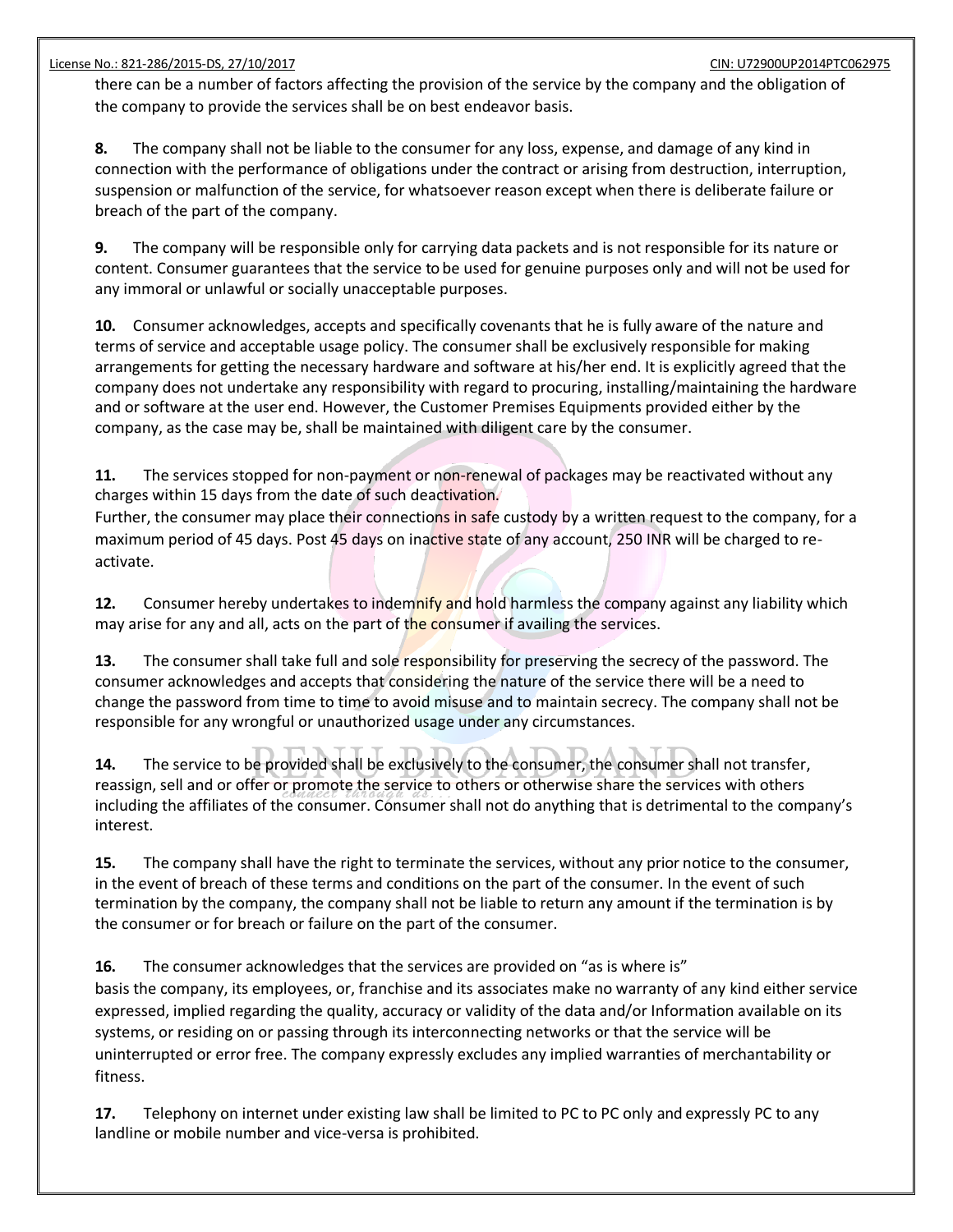there can be a number of factors affecting the provision of the service by the company and the obligation of the company to provide the services shall be on best endeavor basis.

**8.** The company shall not be liable to the consumer for any loss, expense, and damage of any kind in connection with the performance of obligations under the contract or arising from destruction, interruption, suspension or malfunction of the service, for whatsoever reason except when there is deliberate failure or breach of the part of the company.

**9.** The company will be responsible only for carrying data packets and is not responsible for its nature or content. Consumer guarantees that the service to be used for genuine purposes only and will not be used for any immoral or unlawful or socially unacceptable purposes.

**10.** Consumer acknowledges, accepts and specifically covenants that he is fully aware of the nature and terms of service and acceptable usage policy. The consumer shall be exclusively responsible for making arrangements for getting the necessary hardware and software at his/her end. It is explicitly agreed that the company does not undertake any responsibility with regard to procuring, installing/maintaining the hardware and or software at the user end. However, the Customer Premises Equipments provided either by the company, as the case may be, shall be maintained with diligent care by the consumer.

**11.** The services stopped for non-payment or non-renewal of packages may be reactivated without any charges within 15 days from the date of such deactivation.
Further, the consumer may place their connections in safe custody by a written request to the company, for a maximum period of 45 days. Post 45 days on inactive state of any account, 250 INR will be charged to re-activate.

**12.** Consumer hereby undertakes to indemnify and hold harmless the company against any liability which may arise for any and all, acts on the part of the consumer if availing the services.

**13.** The consumer shall take full and sole responsibility for preserving the secrecy of the password. The consumer acknowledges and accepts that considering the nature of the service there will be a need to change the password from time to time to avoid misuse and to maintain secrecy. The company shall not be responsible for any wrongful or unauthorized usage under any circumstances.

**14.** The service to be provided shall be exclusively to the consumer, the consumer shall not transfer, reassign, sell and or offer or promote the service to others or otherwise share the services with others including the affiliates of the consumer. Consumer shall not do anything that is detrimental to the company's interest.

**15.** The company shall have the right to terminate the services, without any prior notice to the consumer, in the event of breach of these terms and conditions on the part of the consumer. In the event of such termination by the company, the company shall not be liable to return any amount if the termination is by the consumer or for breach or failure on the part of the consumer.

**16.** The consumer acknowledges that the services are provided on "as is where is"
basis the company, its employees, or, franchise and its associates make no warranty of any kind either service expressed, implied regarding the quality, accuracy or validity of the data and/or Information available on its systems, or residing on or passing through its interconnecting networks or that the service will be uninterrupted or error free. The company expressly excludes any implied warranties of merchantability or fitness.

**17.** Telephony on internet under existing law shall be limited to PC to PC only and expressly PC to any landline or mobile number and vice-versa is prohibited.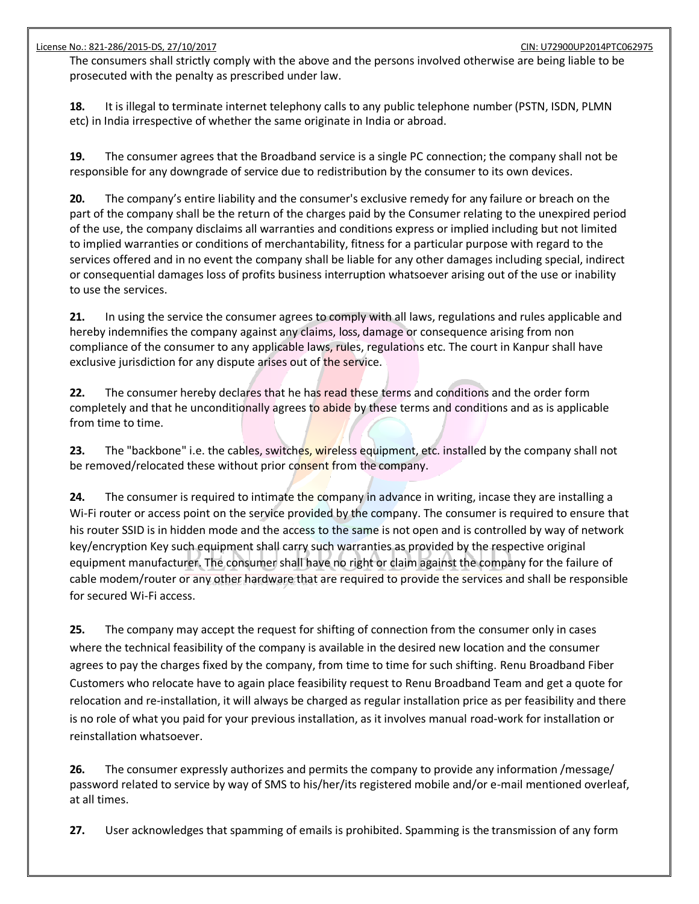The consumers shall strictly comply with the above and the persons involved otherwise are being liable to be prosecuted with the penalty as prescribed under law.

**18.** It is illegal to terminate internet telephony calls to any public telephone number (PSTN, ISDN, PLMN etc) in India irrespective of whether the same originate in India or abroad.

**19.** The consumer agrees that the Broadband service is a single PC connection; the company shall not be responsible for any downgrade of service due to redistribution by the consumer to its own devices.

**20.** The company's entire liability and the consumer's exclusive remedy for any failure or breach on the part of the company shall be the return of the charges paid by the Consumer relating to the unexpired period of the use, the company disclaims all warranties and conditions express or implied including but not limited to implied warranties or conditions of merchantability, fitness for a particular purpose with regard to the services offered and in no event the company shall be liable for any other damages including special, indirect or consequential damages loss of profits business interruption whatsoever arising out of the use or inability to use the services.

**21.** In using the service the consumer agrees to comply with all laws, regulations and rules applicable and hereby indemnifies the company against any claims, loss, damage or consequence arising from non compliance of the consumer to any applicable laws, rules, regulations etc. The court in Kanpur shall have exclusive jurisdiction for any dispute arises out of the service.

**22.** The consumer hereby declares that he has read these terms and conditions and the order form completely and that he unconditionally agrees to abide by these terms and conditions and as is applicable from time to time.

**23.** The "backbone" i.e. the cables, switches, wireless equipment, etc. installed by the company shall not be removed/relocated these without prior consent from the company.

**24.** The consumer is required to intimate the company in advance in writing, incase they are installing a Wi-Fi router or access point on the service provided by the company. The consumer is required to ensure that his router SSID is in hidden mode and the access to the same is not open and is controlled by way of network key/encryption Key such equipment shall carry such warranties as provided by the respective original equipment manufacturer. The consumer shall have no right or claim against the company for the failure of cable modem/router or any other hardware that are required to provide the services and shall be responsible for secured Wi-Fi access.

**25.** The company may accept the request for shifting of connection from the consumer only in cases where the technical feasibility of the company is available in the desired new location and the consumer agrees to pay the charges fixed by the company, from time to time for such shifting. Renu Broadband Fiber Customers who relocate have to again place feasibility request to Renu Broadband Team and get a quote for relocation and re-installation, it will always be charged as regular installation price as per feasibility and there is no role of what you paid for your previous installation, as it involves manual road-work for installation or reinstallation whatsoever.

**26.** The consumer expressly authorizes and permits the company to provide any information /message/ password related to service by way of SMS to his/her/its registered mobile and/or e-mail mentioned overleaf, at all times.

**27.** User acknowledges that spamming of emails is prohibited. Spamming is the transmission of any form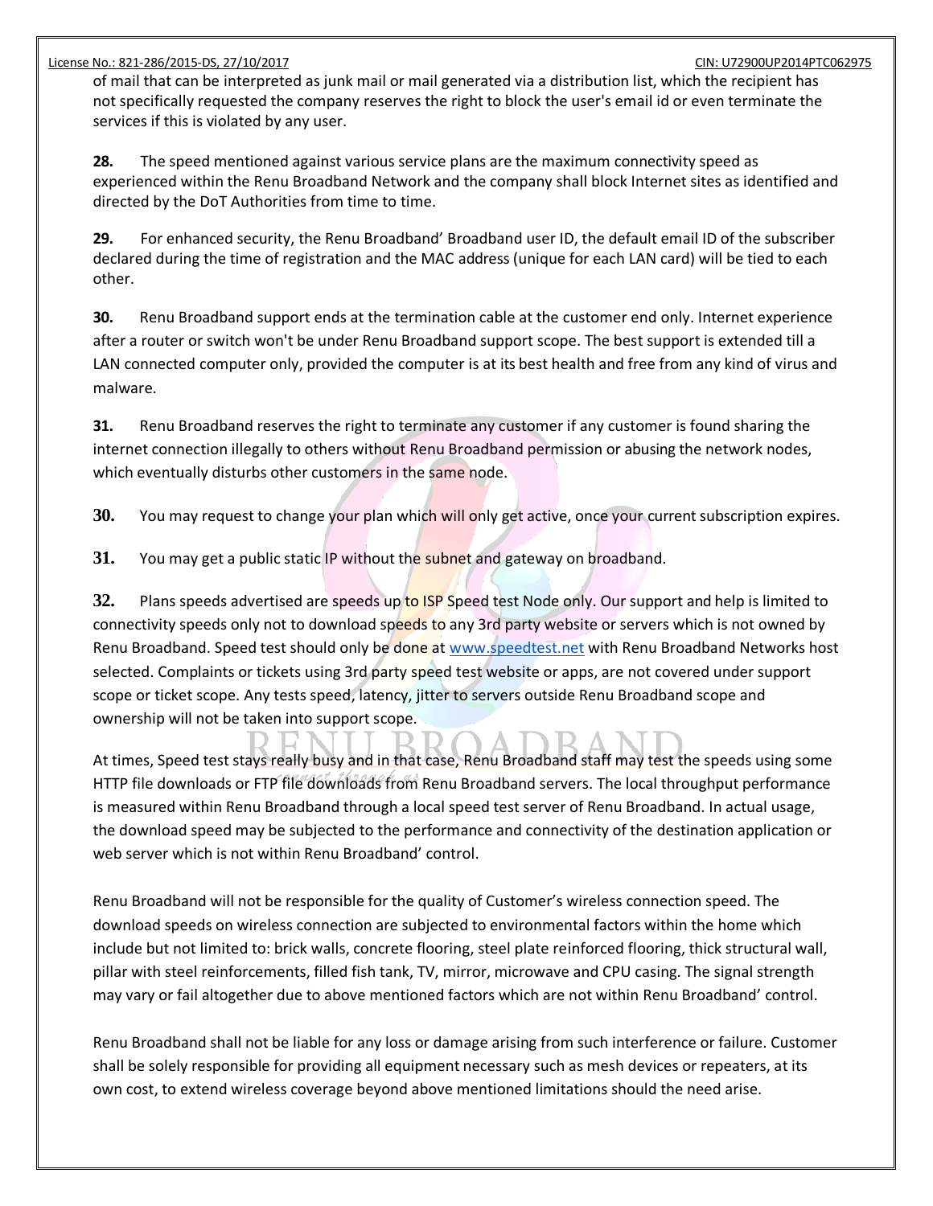of mail that can be interpreted as junk mail or mail generated via a distribution list, which the recipient has not specifically requested the company reserves the right to block the user's email id or even terminate the services if this is violated by any user.

**28.** The speed mentioned against various service plans are the maximum connectivity speed as experienced within the Renu Broadband Network and the company shall block Internet sites as identified and directed by the DoT Authorities from time to time.

**29.** For enhanced security, the Renu Broadband' Broadband user ID, the default email ID of the subscriber declared during the time of registration and the MAC address (unique for each LAN card) will be tied to each other.

**30.** Renu Broadband support ends at the termination cable at the customer end only. Internet experience after a router or switch won't be under Renu Broadband support scope. The best support is extended till a LAN connected computer only, provided the computer is at its best health and free from any kind of virus and malware.

**31.** Renu Broadband reserves the right to terminate any customer if any customer is found sharing the internet connection illegally to others without Renu Broadband permission or abusing the network nodes, which eventually disturbs other customers in the same node.

**30.** You may request to change your plan which will only get active, once your current subscription expires.

**31.** You may get a public static IP without the subnet and gateway on broadband.

**32.** Plans speeds advertised are speeds up to ISP Speed test Node only. Our support and help is limited to connectivity speeds only not to download speeds to any 3rd party website or servers which is not owned by Renu Broadband. Speed test should only be done at www.speedtest.net with Renu Broadband Networks host selected. Complaints or tickets using 3rd party speed test website or apps, are not covered under support scope or ticket scope. Any tests speed, latency, jitter to servers outside Renu Broadband scope and ownership will not be taken into support scope.

At times, Speed test stays really busy and in that case, Renu Broadband staff may test the speeds using some HTTP file downloads or FTP file downloads from Renu Broadband servers. The local throughput performance is measured within Renu Broadband through a local speed test server of Renu Broadband. In actual usage, the download speed may be subjected to the performance and connectivity of the destination application or web server which is not within Renu Broadband' control.

Renu Broadband will not be responsible for the quality of Customer's wireless connection speed. The download speeds on wireless connection are subjected to environmental factors within the home which include but not limited to: brick walls, concrete flooring, steel plate reinforced flooring, thick structural wall, pillar with steel reinforcements, filled fish tank, TV, mirror, microwave and CPU casing. The signal strength may vary or fail altogether due to above mentioned factors which are not within Renu Broadband' control.

Renu Broadband shall not be liable for any loss or damage arising from such interference or failure. Customer shall be solely responsible for providing all equipment necessary such as mesh devices or repeaters, at its own cost, to extend wireless coverage beyond above mentioned limitations should the need arise.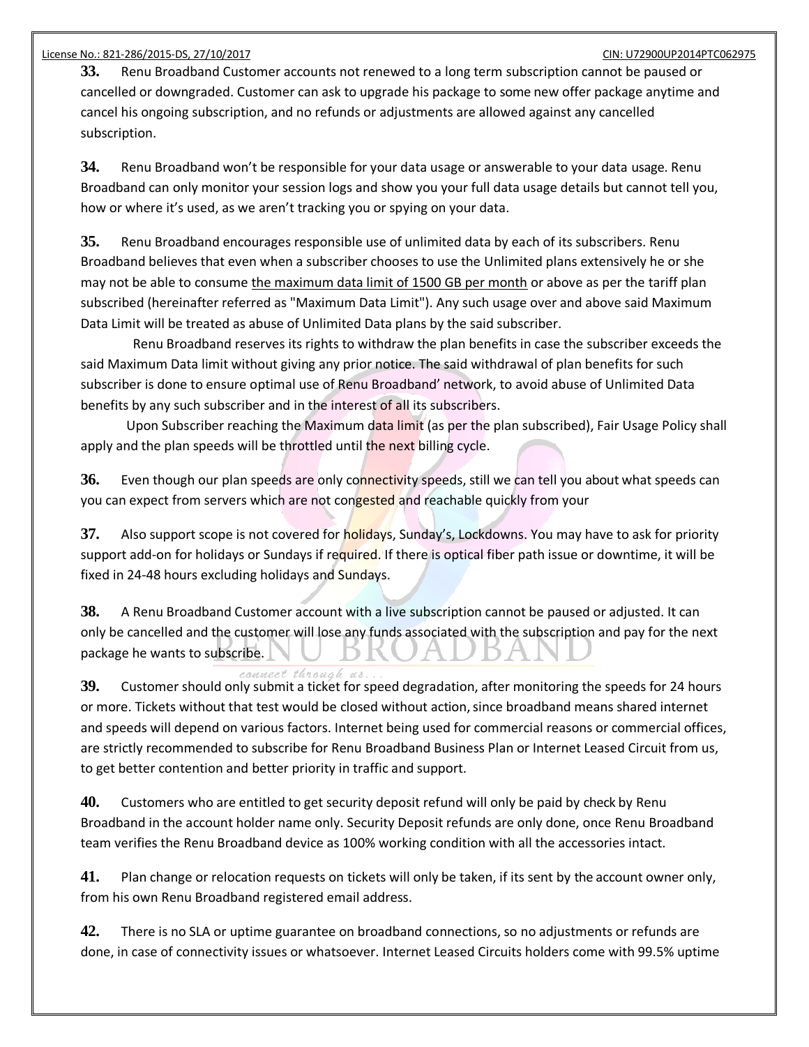**33.** Renu Broadband Customer accounts not renewed to a long term subscription cannot be paused or cancelled or downgraded. Customer can ask to upgrade his package to some new offer package anytime and cancel his ongoing subscription, and no refunds or adjustments are allowed against any cancelled subscription.

**34.** Renu Broadband won't be responsible for your data usage or answerable to your data usage. Renu Broadband can only monitor your session logs and show you your full data usage details but cannot tell you, how or where it's used, as we aren't tracking you or spying on your data.

**35.** Renu Broadband encourages responsible use of unlimited data by each of its subscribers. Renu Broadband believes that even when a subscriber chooses to use the Unlimited plans extensively he or she may not be able to consume the maximum data limit of 1500 GB per month or above as per the tariff plan subscribed (hereinafter referred as "Maximum Data Limit"). Any such usage over and above said Maximum Data Limit will be treated as abuse of Unlimited Data plans by the said subscriber.

Renu Broadband reserves its rights to withdraw the plan benefits in case the subscriber exceeds the said Maximum Data limit without giving any prior notice. The said withdrawal of plan benefits for such subscriber is done to ensure optimal use of Renu Broadband' network, to avoid abuse of Unlimited Data benefits by any such subscriber and in the interest of all its subscribers.

Upon Subscriber reaching the Maximum data limit (as per the plan subscribed), Fair Usage Policy shall apply and the plan speeds will be throttled until the next billing cycle.

**36.** Even though our plan speeds are only connectivity speeds, still we can tell you about what speeds can you can expect from servers which are not congested and reachable quickly from your

**37.** Also support scope is not covered for holidays, Sunday's, Lockdowns. You may have to ask for priority support add-on for holidays or Sundays if required. If there is optical fiber path issue or downtime, it will be fixed in 24-48 hours excluding holidays and Sundays.

**38.** A Renu Broadband Customer account with a live subscription cannot be paused or adjusted. It can only be cancelled and the customer will lose any funds associated with the subscription and pay for the next package he wants to subscribe.

**39.** Customer should only submit a ticket for speed degradation, after monitoring the speeds for 24 hours or more. Tickets without that test would be closed without action, since broadband means shared internet and speeds will depend on various factors. Internet being used for commercial reasons or commercial offices, are strictly recommended to subscribe for Renu Broadband Business Plan or Internet Leased Circuit from us, to get better contention and better priority in traffic and support.

**40.** Customers who are entitled to get security deposit refund will only be paid by check by Renu Broadband in the account holder name only. Security Deposit refunds are only done, once Renu Broadband team verifies the Renu Broadband device as 100% working condition with all the accessories intact.

**41.** Plan change or relocation requests on tickets will only be taken, if its sent by the account owner only, from his own Renu Broadband registered email address.

**42.** There is no SLA or uptime guarantee on broadband connections, so no adjustments or refunds are done, in case of connectivity issues or whatsoever. Internet Leased Circuits holders come with 99.5% uptime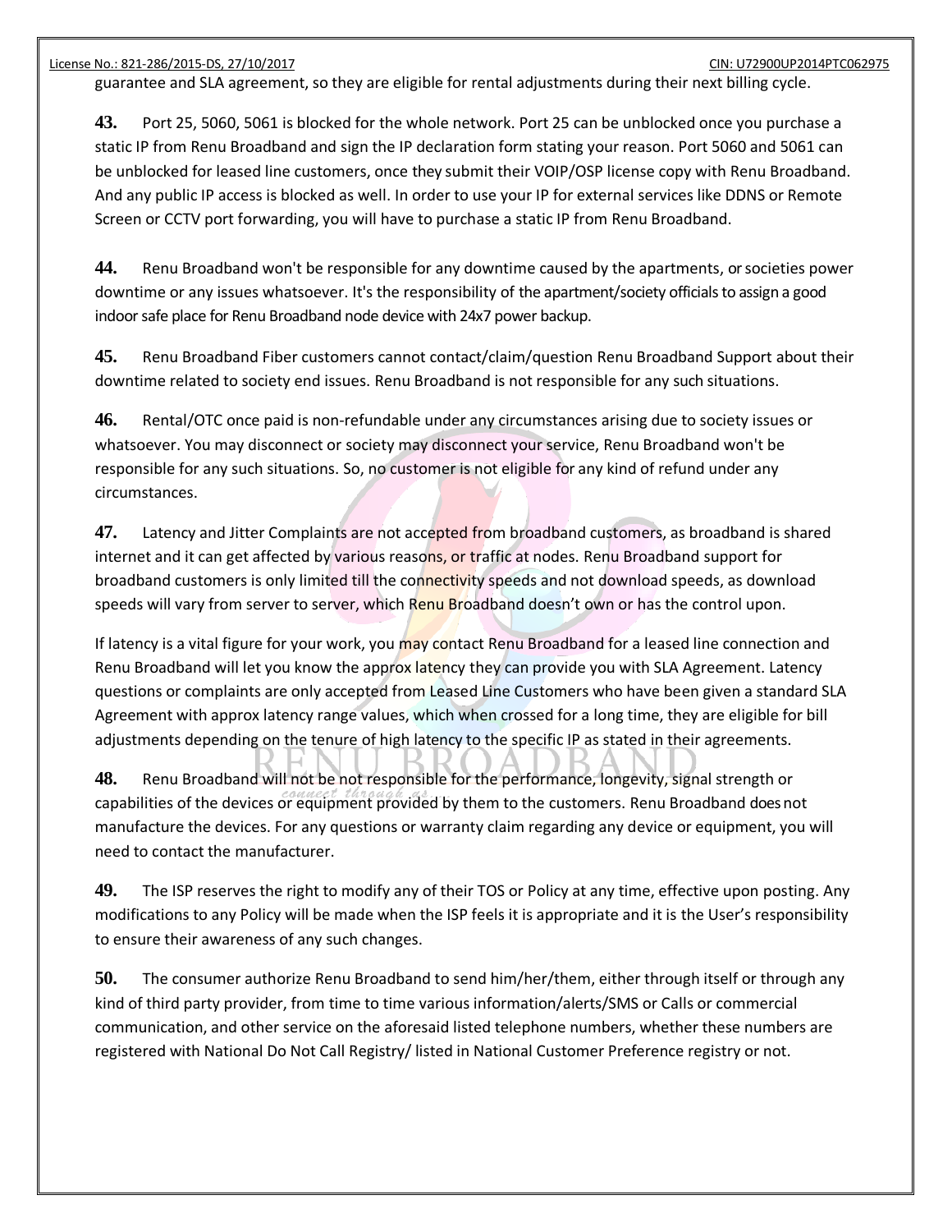guarantee and SLA agreement, so they are eligible for rental adjustments during their next billing cycle.

**43.** Port 25, 5060, 5061 is blocked for the whole network. Port 25 can be unblocked once you purchase a static IP from Renu Broadband and sign the IP declaration form stating your reason. Port 5060 and 5061 can be unblocked for leased line customers, once they submit their VOIP/OSP license copy with Renu Broadband. And any public IP access is blocked as well. In order to use your IP for external services like DDNS or Remote Screen or CCTV port forwarding, you will have to purchase a static IP from Renu Broadband.

**44.** Renu Broadband won't be responsible for any downtime caused by the apartments, or societies power downtime or any issues whatsoever. It's the responsibility of the apartment/society officials to assign a good indoor safe place for Renu Broadband node device with 24x7 power backup.

**45.** Renu Broadband Fiber customers cannot contact/claim/question Renu Broadband Support about their downtime related to society end issues. Renu Broadband is not responsible for any such situations.

**46.** Rental/OTC once paid is non-refundable under any circumstances arising due to society issues or whatsoever. You may disconnect or society may disconnect your service, Renu Broadband won't be responsible for any such situations. So, no customer is not eligible for any kind of refund under any circumstances.

**47.** Latency and Jitter Complaints are not accepted from broadband customers, as broadband is shared internet and it can get affected by various reasons, or traffic at nodes. Renu Broadband support for broadband customers is only limited till the connectivity speeds and not download speeds, as download speeds will vary from server to server, which Renu Broadband doesn't own or has the control upon.

If latency is a vital figure for your work, you may contact Renu Broadband for a leased line connection and Renu Broadband will let you know the approx latency they can provide you with SLA Agreement. Latency questions or complaints are only accepted from Leased Line Customers who have been given a standard SLA Agreement with approx latency range values, which when crossed for a long time, they are eligible for bill adjustments depending on the tenure of high latency to the specific IP as stated in their agreements.

**48.** Renu Broadband will not be not responsible for the performance, longevity, signal strength or capabilities of the devices or equipment provided by them to the customers. Renu Broadband does not manufacture the devices. For any questions or warranty claim regarding any device or equipment, you will need to contact the manufacturer.

**49.** The ISP reserves the right to modify any of their TOS or Policy at any time, effective upon posting. Any modifications to any Policy will be made when the ISP feels it is appropriate and it is the User's responsibility to ensure their awareness of any such changes.

**50.** The consumer authorize Renu Broadband to send him/her/them, either through itself or through any kind of third party provider, from time to time various information/alerts/SMS or Calls or commercial communication, and other service on the aforesaid listed telephone numbers, whether these numbers are registered with National Do Not Call Registry/ listed in National Customer Preference registry or not.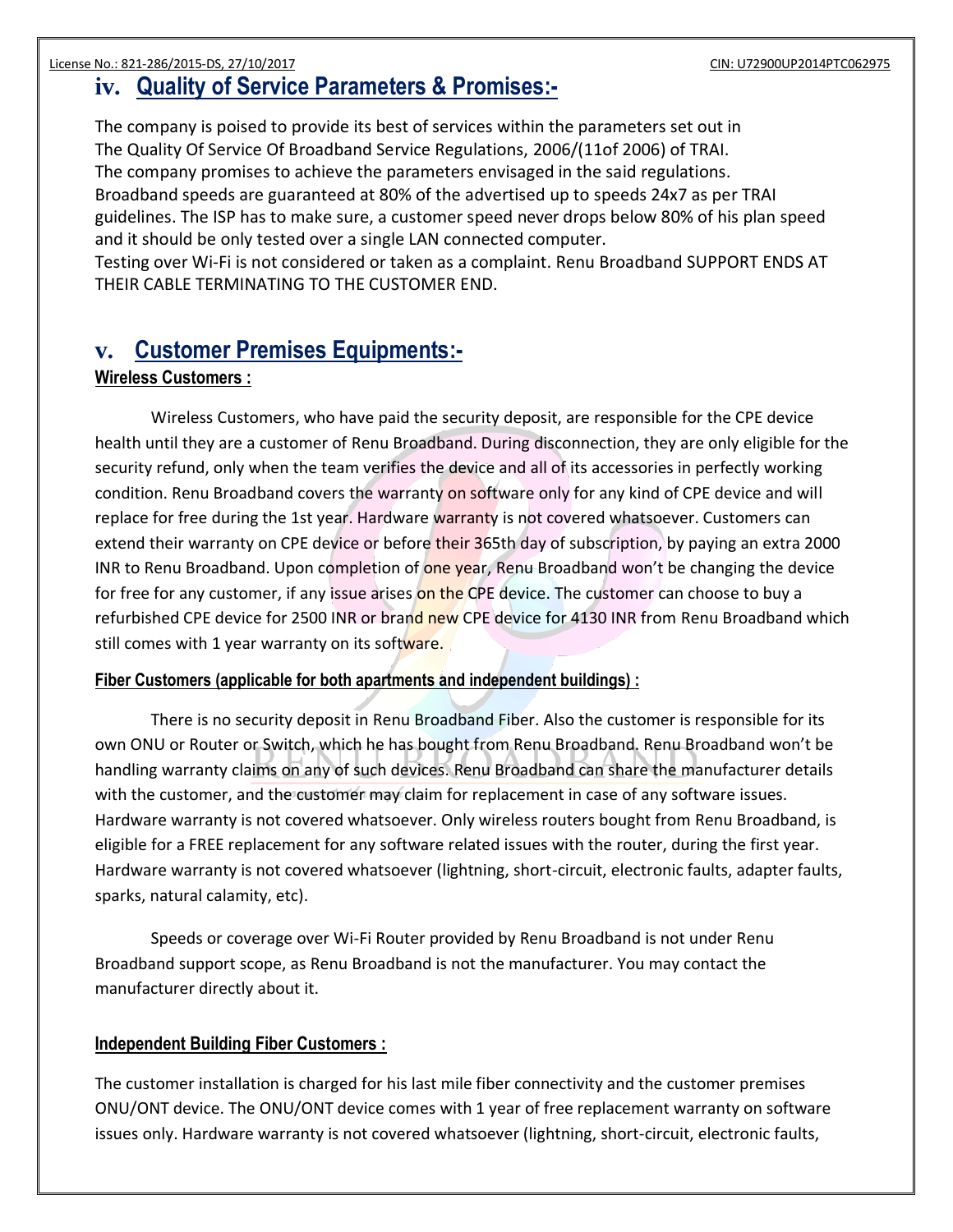## iv. Quality of Service Parameters & Promises:-

The company is poised to provide its best of services within the parameters set out in The Quality Of Service Of Broadband Service Regulations, 2006/(11of 2006) of TRAI. The company promises to achieve the parameters envisaged in the said regulations. Broadband speeds are guaranteed at 80% of the advertised up to speeds 24x7 as per TRAI guidelines. The ISP has to make sure, a customer speed never drops below 80% of his plan speed and it should be only tested over a single LAN connected computer. Testing over Wi-Fi is not considered or taken as a complaint. Renu Broadband SUPPORT ENDS AT THEIR CABLE TERMINATING TO THE CUSTOMER END.

## v. Customer Premises Equipments:-

### Wireless Customers :

Wireless Customers, who have paid the security deposit, are responsible for the CPE device health until they are a customer of Renu Broadband. During disconnection, they are only eligible for the security refund, only when the team verifies the device and all of its accessories in perfectly working condition. Renu Broadband covers the warranty on software only for any kind of CPE device and will replace for free during the 1st year. Hardware warranty is not covered whatsoever. Customers can extend their warranty on CPE device or before their 365th day of subscription, by paying an extra 2000 INR to Renu Broadband. Upon completion of one year, Renu Broadband won't be changing the device for free for any customer, if any issue arises on the CPE device. The customer can choose to buy a refurbished CPE device for 2500 INR or brand new CPE device for 4130 INR from Renu Broadband which still comes with 1 year warranty on its software.

### Fiber Customers (applicable for both apartments and independent buildings) :

There is no security deposit in Renu Broadband Fiber. Also the customer is responsible for its own ONU or Router or Switch, which he has bought from Renu Broadband. Renu Broadband won't be handling warranty claims on any of such devices. Renu Broadband can share the manufacturer details with the customer, and the customer may claim for replacement in case of any software issues. Hardware warranty is not covered whatsoever. Only wireless routers bought from Renu Broadband, is eligible for a FREE replacement for any software related issues with the router, during the first year. Hardware warranty is not covered whatsoever (lightning, short-circuit, electronic faults, adapter faults, sparks, natural calamity, etc).

Speeds or coverage over Wi-Fi Router provided by Renu Broadband is not under Renu Broadband support scope, as Renu Broadband is not the manufacturer. You may contact the manufacturer directly about it.

### Independent Building Fiber Customers :

The customer installation is charged for his last mile fiber connectivity and the customer premises ONU/ONT device. The ONU/ONT device comes with 1 year of free replacement warranty on software issues only. Hardware warranty is not covered whatsoever (lightning, short-circuit, electronic faults,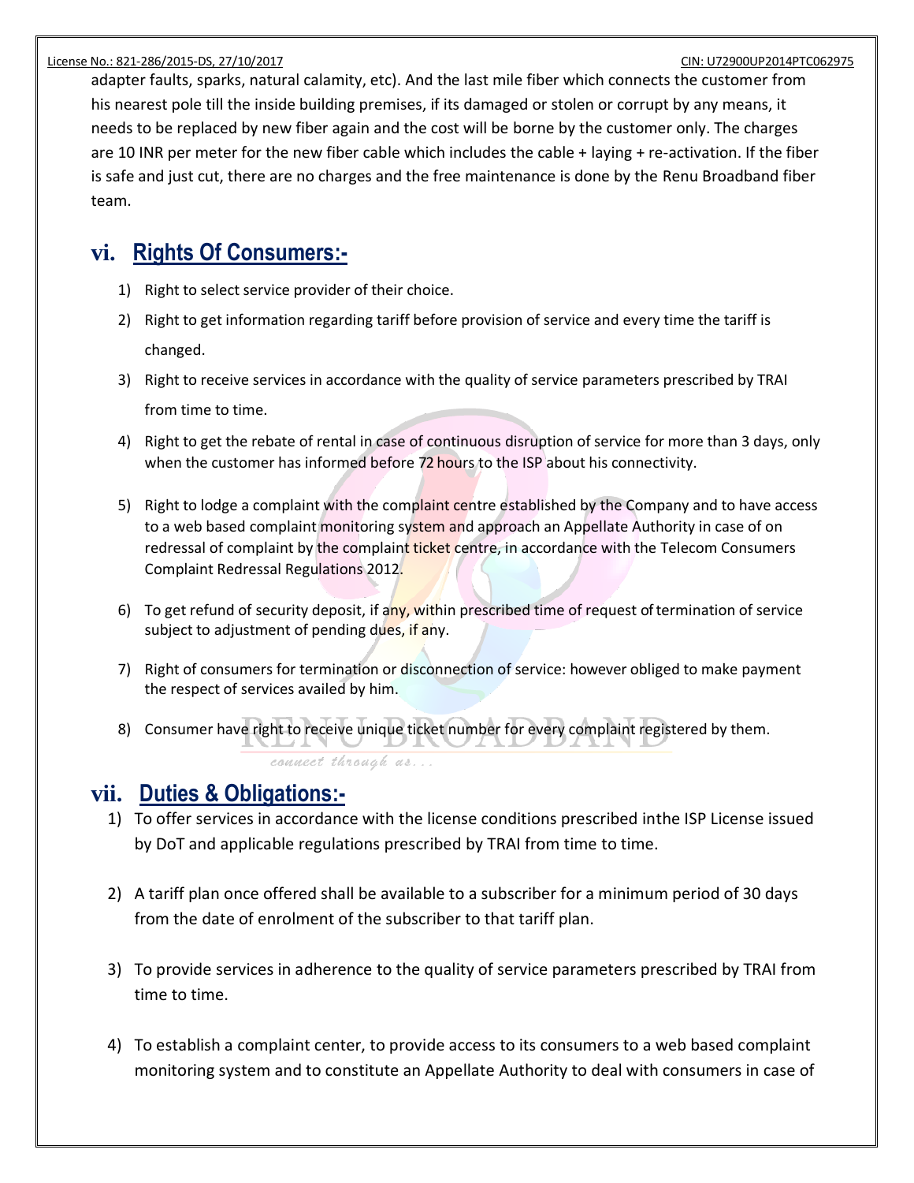adapter faults, sparks, natural calamity, etc). And the last mile fiber which connects the customer from his nearest pole till the inside building premises, if its damaged or stolen or corrupt by any means, it needs to be replaced by new fiber again and the cost will be borne by the customer only. The charges are 10 INR per meter for the new fiber cable which includes the cable + laying + re-activation. If the fiber is safe and just cut, there are no charges and the free maintenance is done by the Renu Broadband fiber team.

## vi. Rights Of Consumers:-

1) Right to select service provider of their choice.
2) Right to get information regarding tariff before provision of service and every time the tariff is changed.
3) Right to receive services in accordance with the quality of service parameters prescribed by TRAI from time to time.
4) Right to get the rebate of rental in case of continuous disruption of service for more than 3 days, only when the customer has informed before 72 hours to the ISP about his connectivity.
5) Right to lodge a complaint with the complaint centre established by the Company and to have access to a web based complaint monitoring system and approach an Appellate Authority in case of on redressal of complaint by the complaint ticket centre, in accordance with the Telecom Consumers Complaint Redressal Regulations 2012.
6) To get refund of security deposit, if any, within prescribed time of request of termination of service subject to adjustment of pending dues, if any.
7) Right of consumers for termination or disconnection of service: however obliged to make payment the respect of services availed by him.
8) Consumer have right to receive unique ticket number for every complaint registered by them.

## vii. Duties & Obligations:-

1) To offer services in accordance with the license conditions prescribed inthe ISP License issued by DoT and applicable regulations prescribed by TRAI from time to time.
2) A tariff plan once offered shall be available to a subscriber for a minimum period of 30 days from the date of enrolment of the subscriber to that tariff plan.
3) To provide services in adherence to the quality of service parameters prescribed by TRAI from time to time.
4) To establish a complaint center, to provide access to its consumers to a web based complaint monitoring system and to constitute an Appellate Authority to deal with consumers in case of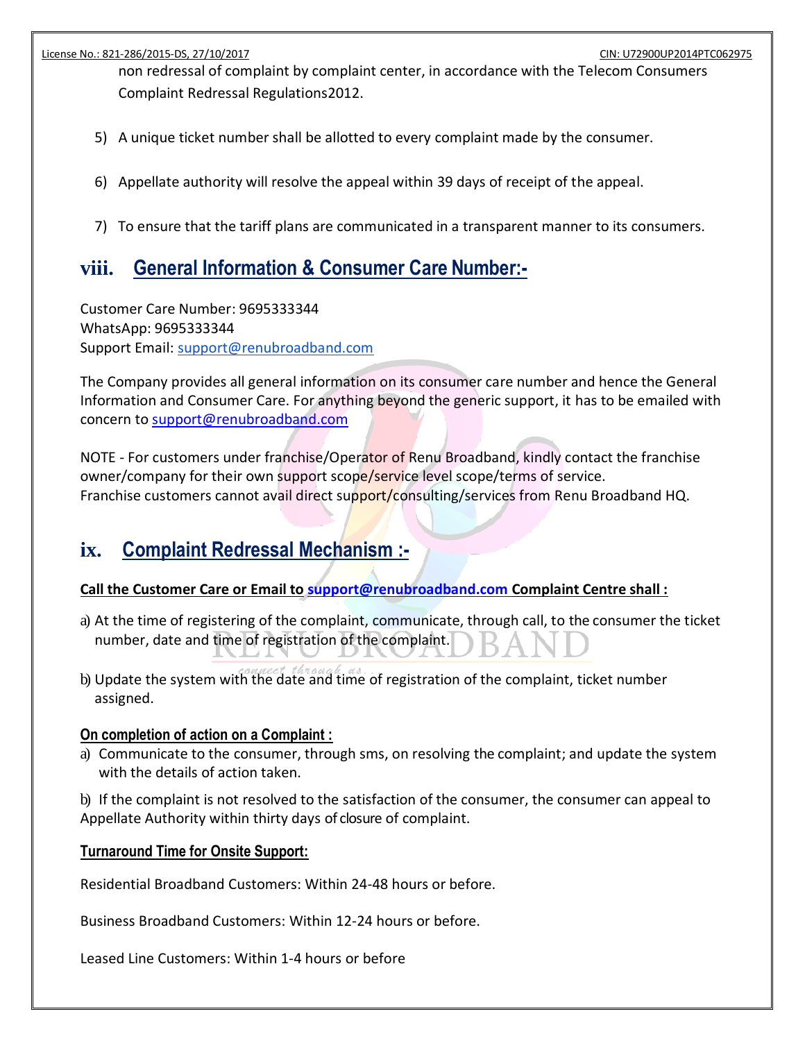non redressal of complaint by complaint center, in accordance with the Telecom Consumers Complaint Redressal Regulations2012.

5) A unique ticket number shall be allotted to every complaint made by the consumer.

6) Appellate authority will resolve the appeal within 39 days of receipt of the appeal.

7) To ensure that the tariff plans are communicated in a transparent manner to its consumers.

## viii. General Information & Consumer Care Number:-

Customer Care Number: 9695333344
WhatsApp: 9695333344
Support Email: support@renubroadband.com

The Company provides all general information on its consumer care number and hence the General Information and Consumer Care. For anything beyond the generic support, it has to be emailed with concern to support@renubroadband.com

NOTE - For customers under franchise/Operator of Renu Broadband, kindly contact the franchise owner/company for their own support scope/service level scope/terms of service.
Franchise customers cannot avail direct support/consulting/services from Renu Broadband HQ.

## ix. Complaint Redressal Mechanism :-

**Call the Customer Care or Email to support@renubroadband.com Complaint Centre shall :**

a) At the time of registering of the complaint, communicate, through call, to the consumer the ticket number, date and time of registration of the complaint.

b) Update the system with the date and time of registration of the complaint, ticket number assigned.

**On completion of action on a Complaint :**

a) Communicate to the consumer, through sms, on resolving the complaint; and update the system with the details of action taken.

b) If the complaint is not resolved to the satisfaction of the consumer, the consumer can appeal to Appellate Authority within thirty days of closure of complaint.

**Turnaround Time for Onsite Support:**

Residential Broadband Customers: Within 24-48 hours or before.

Business Broadband Customers: Within 12-24 hours or before.

Leased Line Customers: Within 1-4 hours or before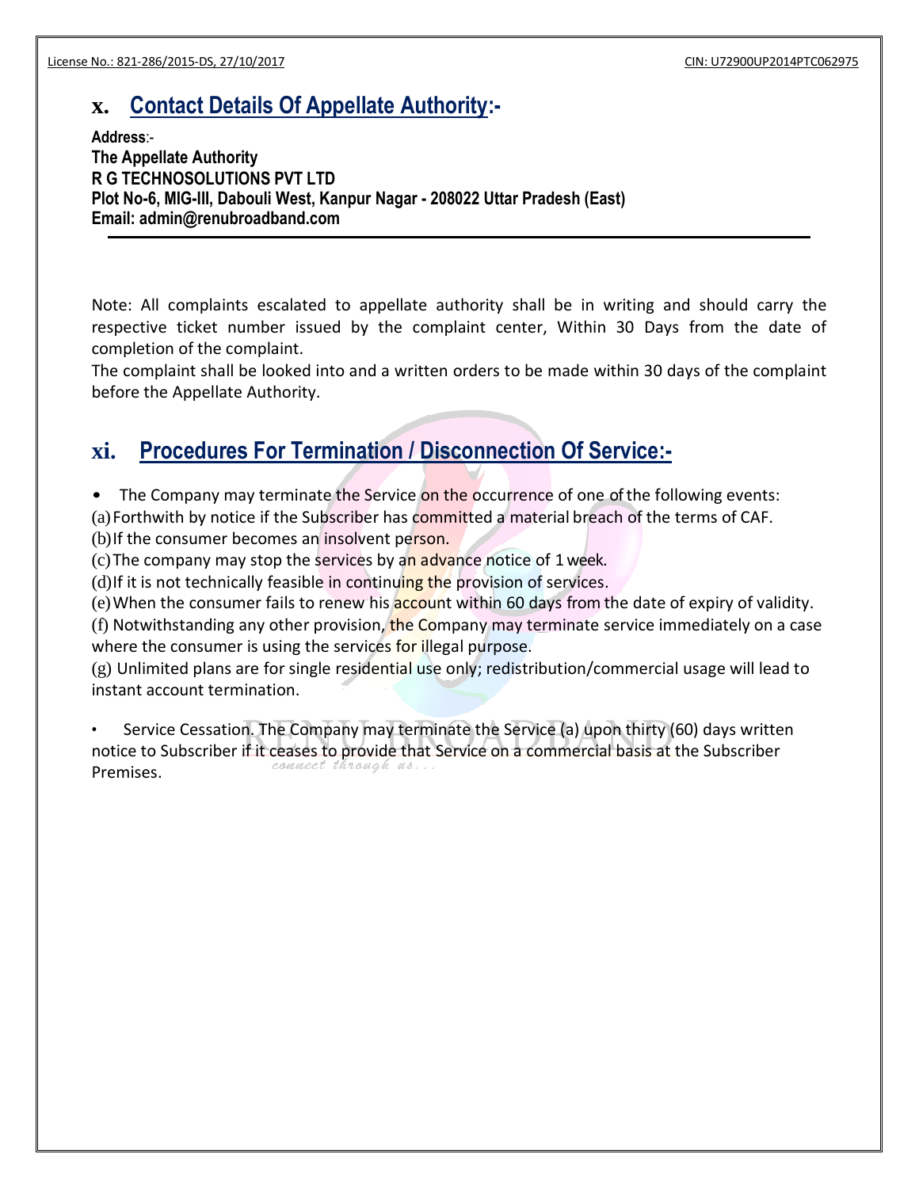## x. Contact Details Of Appellate Authority:-

**Address**:-
**The Appellate Authority**
**R G TECHNOSOLUTIONS PVT LTD**
**Plot No-6, MIG-III, Dabouli West, Kanpur Nagar - 208022 Uttar Pradesh (East)**
**Email: admin@renubroadband.com**

---

Note: All complaints escalated to appellate authority shall be in writing and should carry the respective ticket number issued by the complaint center, Within 30 Days from the date of completion of the complaint.
The complaint shall be looked into and a written orders to be made within 30 days of the complaint before the Appellate Authority.

## xi. Procedures For Termination / Disconnection Of Service:-

- The Company may terminate the Service on the occurrence of one of the following events:

(a) Forthwith by notice if the Subscriber has committed a material breach of the terms of CAF.
(b) If the consumer becomes an insolvent person.
(c) The company may stop the services by an advance notice of 1 week.
(d) If it is not technically feasible in continuing the provision of services.
(e) When the consumer fails to renew his account within 60 days from the date of expiry of validity.
(f) Notwithstanding any other provision, the Company may terminate service immediately on a case where the consumer is using the services for illegal purpose.
(g) Unlimited plans are for single residential use only; redistribution/commercial usage will lead to instant account termination.

- Service Cessation. The Company may terminate the Service (a) upon thirty (60) days written notice to Subscriber if it ceases to provide that Service on a commercial basis at the Subscriber Premises.